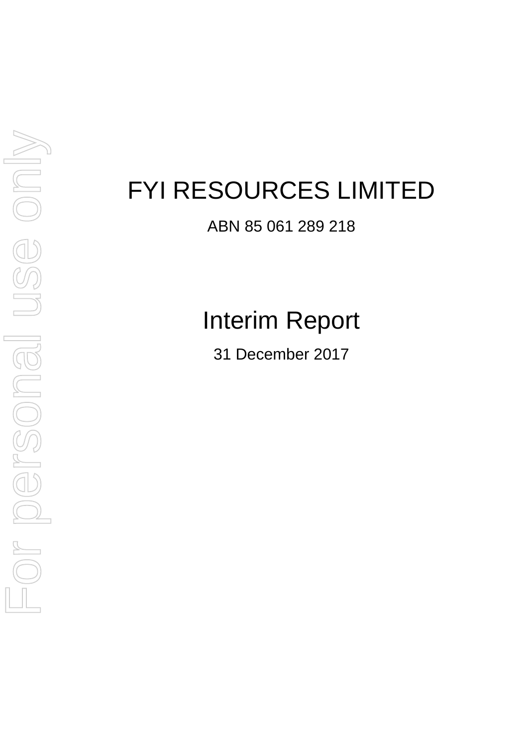# FYI RESOURCES LIMITED

ABN 85 061 289 218

## Interim Report

31 December 2017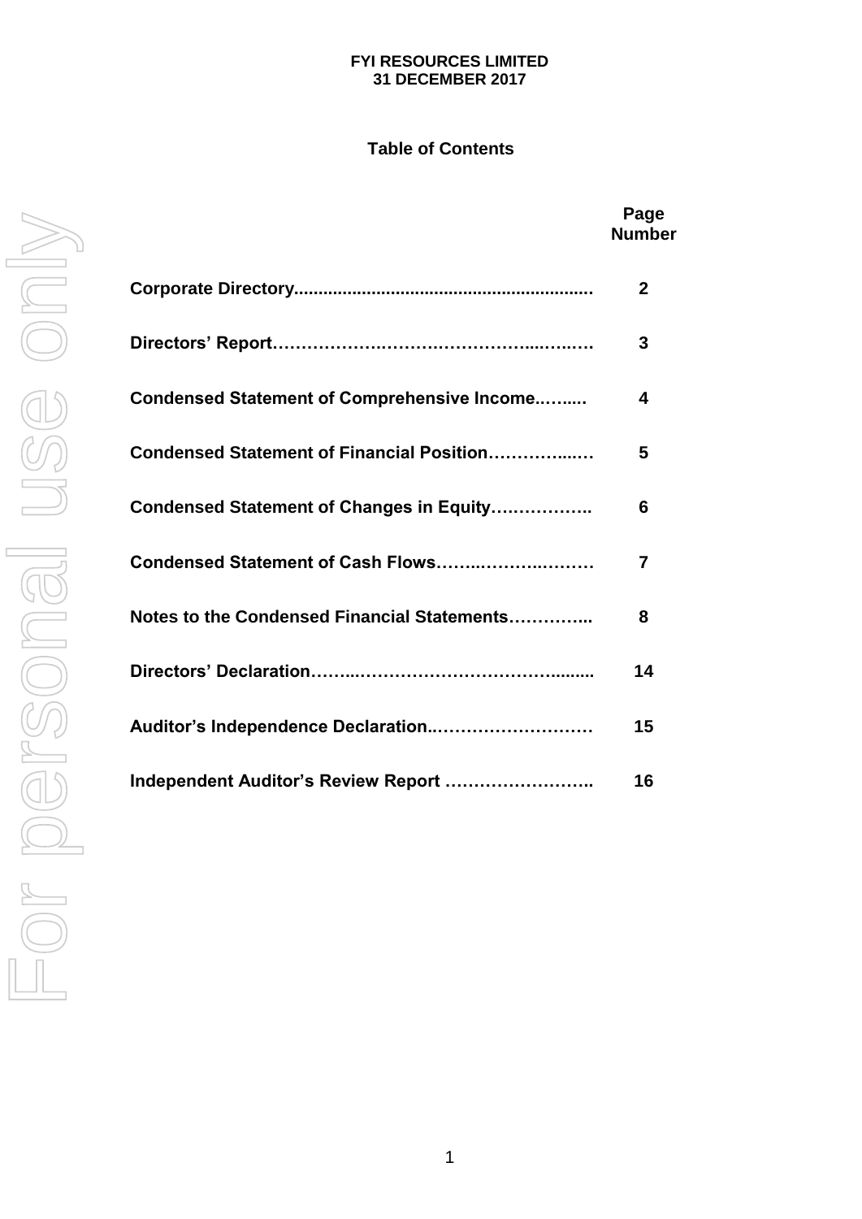**FYI RESOURCES LIMITED**
**31 DECEMBER 2017**

## Table of Contents

| | Page Number |
|---|---|
| **Corporate Directory** | **2** |
| **Directors' Report** | **3** |
| **Condensed Statement of Comprehensive Income** | **4** |
| **Condensed Statement of Financial Position** | **5** |
| **Condensed Statement of Changes in Equity** | **6** |
| **Condensed Statement of Cash Flows** | **7** |
| **Notes to the Condensed Financial Statements** | **8** |
| **Directors' Declaration** | **14** |
| **Auditor's Independence Declaration** | **15** |
| **Independent Auditor's Review Report** | **16** |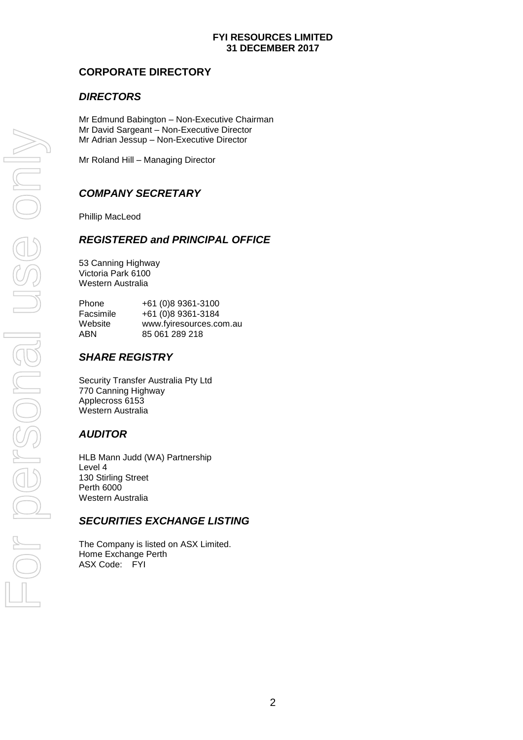## CORPORATE DIRECTORY

### *DIRECTORS*

Mr Edmund Babington – Non-Executive Chairman
Mr David Sargeant – Non-Executive Director
Mr Adrian Jessup – Non-Executive Director

Mr Roland Hill – Managing Director

### *COMPANY SECRETARY*

Phillip MacLeod

### *REGISTERED and PRINCIPAL OFFICE*

53 Canning Highway
Victoria Park 6100
Western Australia

| | |
|---|---|
| Phone | +61 (0)8 9361-3100 |
| Facsimile | +61 (0)8 9361-3184 |
| Website | www.fyiresources.com.au |
| ABN | 85 061 289 218 |

### *SHARE REGISTRY*

Security Transfer Australia Pty Ltd
770 Canning Highway
Applecross 6153
Western Australia

### *AUDITOR*

HLB Mann Judd (WA) Partnership
Level 4
130 Stirling Street
Perth 6000
Western Australia

### *SECURITIES EXCHANGE LISTING*

The Company is listed on ASX Limited.
Home Exchange Perth
ASX Code: FYI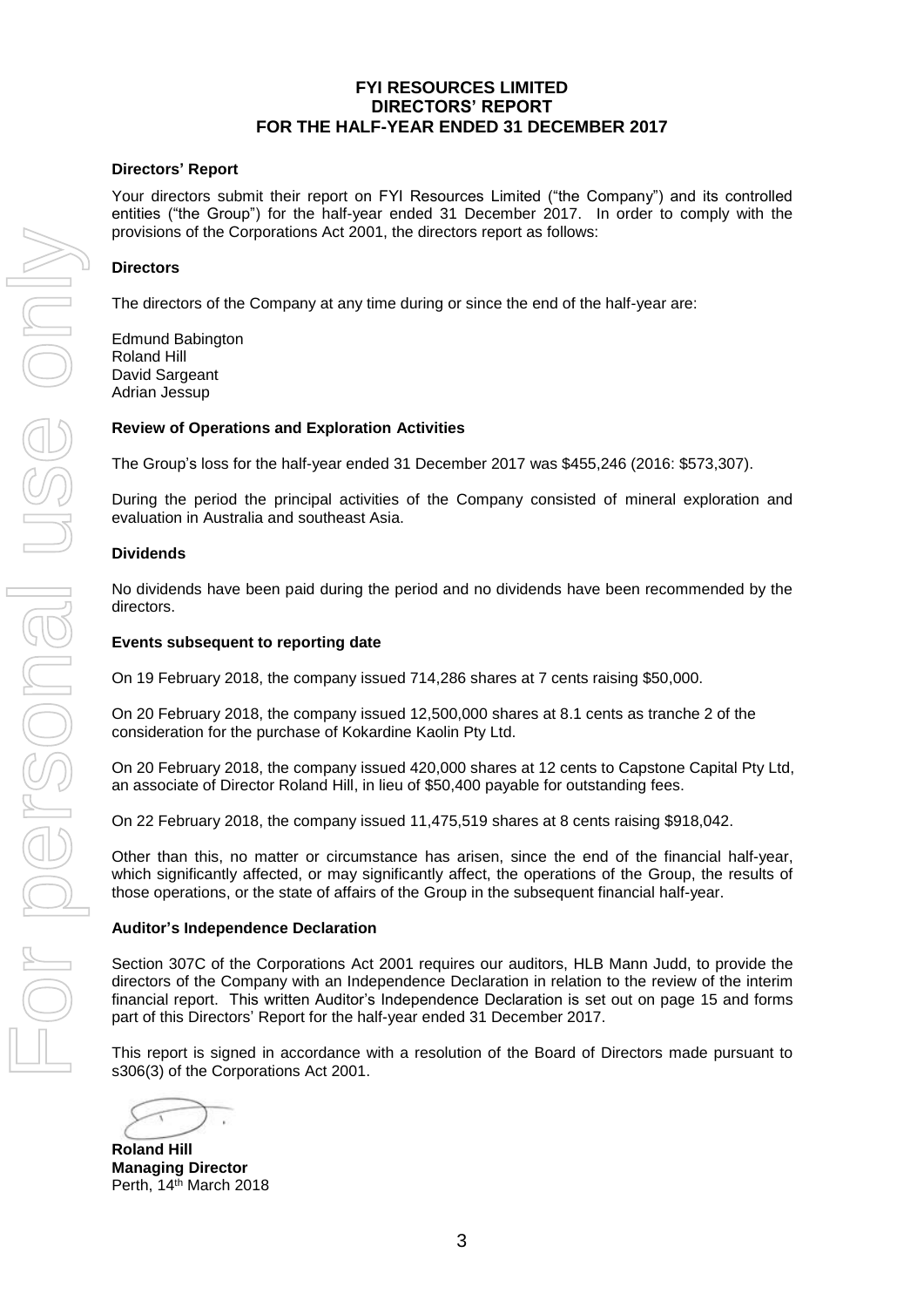# FYI RESOURCES LIMITED
## DIRECTORS' REPORT
## FOR THE HALF-YEAR ENDED 31 DECEMBER 2017

### Directors' Report

Your directors submit their report on FYI Resources Limited ("the Company") and its controlled entities ("the Group") for the half-year ended 31 December 2017. In order to comply with the provisions of the Corporations Act 2001, the directors report as follows:

### Directors

The directors of the Company at any time during or since the end of the half-year are:

Edmund Babington
Roland Hill
David Sargeant
Adrian Jessup

### Review of Operations and Exploration Activities

The Group's loss for the half-year ended 31 December 2017 was $455,246 (2016: $573,307).

During the period the principal activities of the Company consisted of mineral exploration and evaluation in Australia and southeast Asia.

### Dividends

No dividends have been paid during the period and no dividends have been recommended by the directors.

### Events subsequent to reporting date

On 19 February 2018, the company issued 714,286 shares at 7 cents raising $50,000.

On 20 February 2018, the company issued 12,500,000 shares at 8.1 cents as tranche 2 of the consideration for the purchase of Kokardine Kaolin Pty Ltd.

On 20 February 2018, the company issued 420,000 shares at 12 cents to Capstone Capital Pty Ltd, an associate of Director Roland Hill, in lieu of $50,400 payable for outstanding fees.

On 22 February 2018, the company issued 11,475,519 shares at 8 cents raising $918,042.

Other than this, no matter or circumstance has arisen, since the end of the financial half-year, which significantly affected, or may significantly affect, the operations of the Group, the results of those operations, or the state of affairs of the Group in the subsequent financial half-year.

### Auditor's Independence Declaration

Section 307C of the Corporations Act 2001 requires our auditors, HLB Mann Judd, to provide the directors of the Company with an Independence Declaration in relation to the review of the interim financial report. This written Auditor's Independence Declaration is set out on page 15 and forms part of this Directors' Report for the half-year ended 31 December 2017.

This report is signed in accordance with a resolution of the Board of Directors made pursuant to s306(3) of the Corporations Act 2001.

**Roland Hill**
**Managing Director**
Perth, 14th March 2018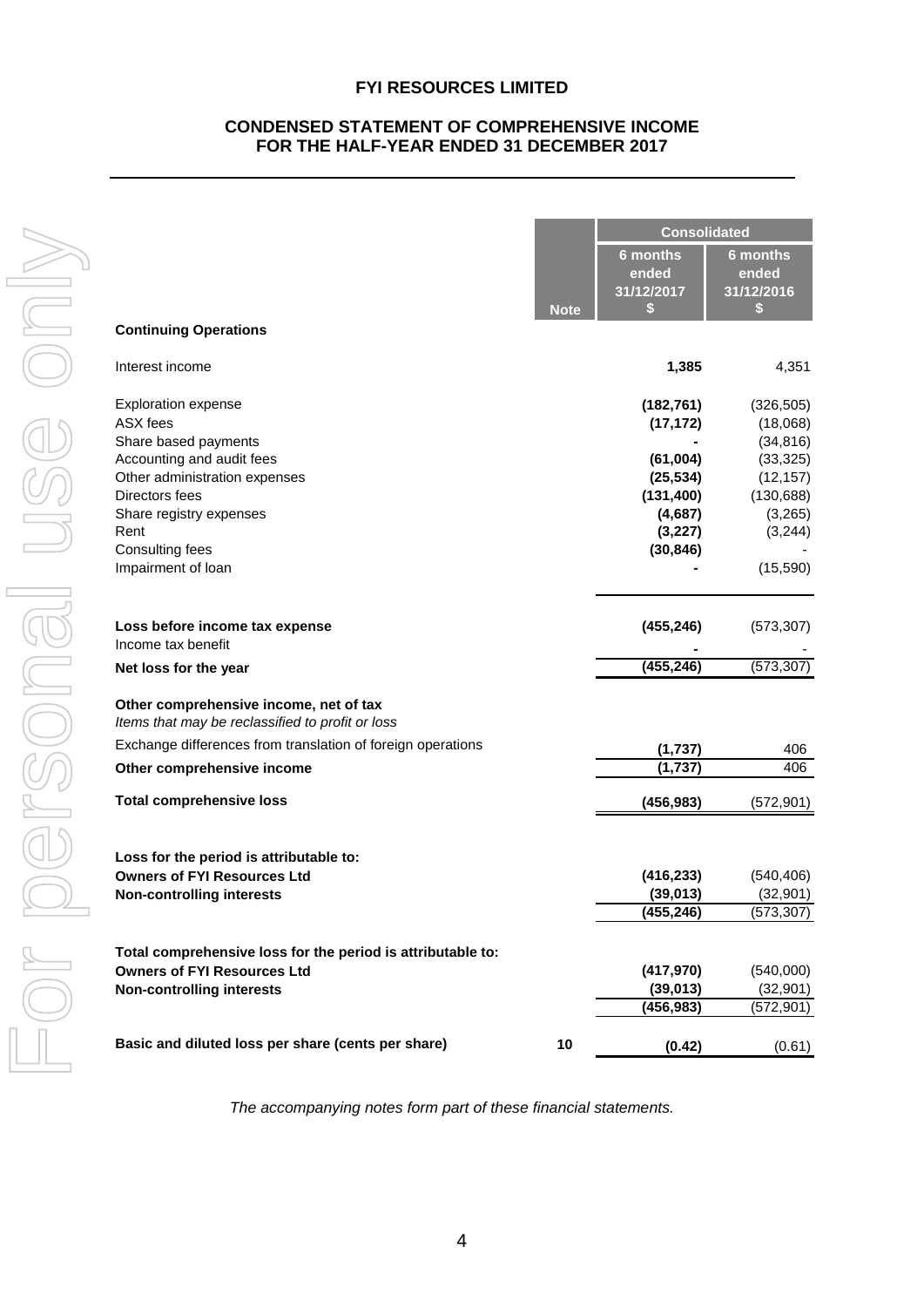# FYI RESOURCES LIMITED

## CONDENSED STATEMENT OF COMPREHENSIVE INCOME FOR THE HALF-YEAR ENDED 31 DECEMBER 2017

| | Note | Consolidated 6 months ended 31/12/2017 $ | Consolidated 6 months ended 31/12/2016 $ |
|---|---|---|---|
| **Continuing Operations** | | | |
| Interest income | | **1,385** | 4,351 |
| Exploration expense | | **(182,761)** | (326,505) |
| ASX fees | | **(17,172)** | (18,068) |
| Share based payments | | **-** | (34,816) |
| Accounting and audit fees | | **(61,004)** | (33,325) |
| Other administration expenses | | **(25,534)** | (12,157) |
| Directors fees | | **(131,400)** | (130,688) |
| Share registry expenses | | **(4,687)** | (3,265) |
| Rent | | **(3,227)** | (3,244) |
| Consulting fees | | **(30,846)** | - |
| Impairment of loan | | **-** | (15,590) |
| **Loss before income tax expense** | | **(455,246)** | (573,307) |
| Income tax benefit | | **-** | - |
| **Net loss for the year** | | **(455,246)** | (573,307) |
| **Other comprehensive income, net of tax** | | | |
| *Items that may be reclassified to profit or loss* | | | |
| Exchange differences from translation of foreign operations | | **(1,737)** | 406 |
| **Other comprehensive income** | | **(1,737)** | 406 |
| **Total comprehensive loss** | | **(456,983)** | (572,901) |
| **Loss for the period is attributable to:** | | | |
| **Owners of FYI Resources Ltd** | | **(416,233)** | (540,406) |
| **Non-controlling interests** | | **(39,013)** | (32,901) |
| | | **(455,246)** | (573,307) |
| **Total comprehensive loss for the period is attributable to:** | | | |
| **Owners of FYI Resources Ltd** | | **(417,970)** | (540,000) |
| **Non-controlling interests** | | **(39,013)** | (32,901) |
| | | **(456,983)** | (572,901) |
| **Basic and diluted loss per share (cents per share)** | 10 | **(0.42)** | (0.61) |

*The accompanying notes form part of these financial statements.*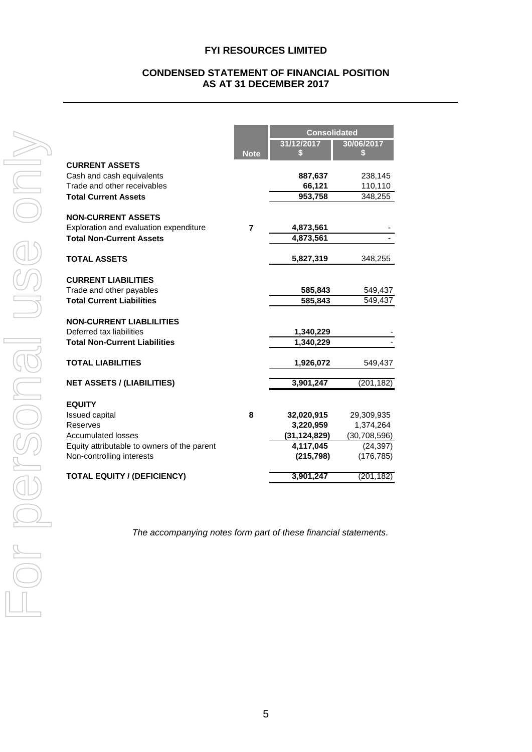# FYI RESOURCES LIMITED

## CONDENSED STATEMENT OF FINANCIAL POSITION AS AT 31 DECEMBER 2017

| | Note | Consolidated | |
|---|---|---|---|
| | | 31/12/2017 $ | 30/06/2017 $ |
| **CURRENT ASSETS** | | | |
| Cash and cash equivalents | | **887,637** | 238,145 |
| Trade and other receivables | | **66,121** | 110,110 |
| **Total Current Assets** | | **953,758** | 348,255 |
| | | | |
| **NON-CURRENT ASSETS** | | | |
| Exploration and evaluation expenditure | 7 | **4,873,561** | - |
| **Total Non-Current Assets** | | **4,873,561** | - |
| | | | |
| **TOTAL ASSETS** | | **5,827,319** | 348,255 |
| | | | |
| **CURRENT LIABILITIES** | | | |
| Trade and other payables | | **585,843** | 549,437 |
| **Total Current Liabilities** | | **585,843** | 549,437 |
| | | | |
| **NON-CURRENT LIABLILITIES** | | | |
| Deferred tax liabilities | | **1,340,229** | - |
| **Total Non-Current Liabilities** | | **1,340,229** | - |
| | | | |
| **TOTAL LIABILITIES** | | **1,926,072** | 549,437 |
| | | | |
| **NET ASSETS / (LIABILITIES)** | | **3,901,247** | (201,182) |
| | | | |
| **EQUITY** | | | |
| Issued capital | 8 | **32,020,915** | 29,309,935 |
| Reserves | | **3,220,959** | 1,374,264 |
| Accumulated losses | | **(31,124,829)** | (30,708,596) |
| Equity attributable to owners of the parent | | **4,117,045** | (24,397) |
| Non-controlling interests | | **(215,798)** | (176,785) |
| | | | |
| **TOTAL EQUITY / (DEFICIENCY)** | | **3,901,247** | (201,182) |

*The accompanying notes form part of these financial statements.*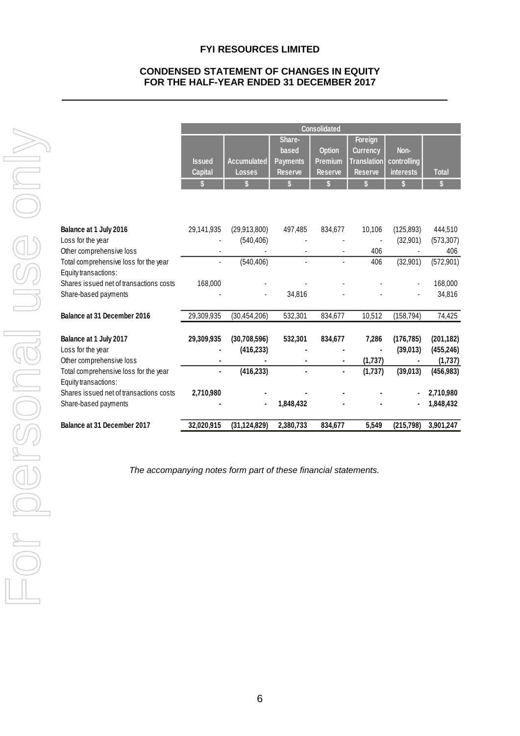**FYI RESOURCES LIMITED**

**CONDENSED STATEMENT OF CHANGES IN EQUITY**
**FOR THE HALF-YEAR ENDED 31 DECEMBER 2017**

| | Consolidated | | | | | | |
|---|---|---|---|---|---|---|---|
| | Issued Capital | Accumulated Losses | Share-based Payments Reserve | Option Premium Reserve | Foreign Currency Translation Reserve | Non-controlling interests | Total |
| | $ | $ | $ | $ | $ | $ | $ |
| **Balance at 1 July 2016** | 29,141,935 | (29,913,800) | 497,485 | 834,677 | 10,106 | (125,893) | 444,510 |
| Loss for the year | - | (540,406) | - | - | - | (32,901) | (573,307) |
| Other comprehensive loss | - | - | - | - | 406 | - | 406 |
| Total comprehensive loss for the year | - | (540,406) | - | - | 406 | (32,901) | (572,901) |
| Equity transactions: | | | | | | | |
| Shares issued net of transactions costs | 168,000 | - | - | - | - | - | 168,000 |
| Share-based payments | - | - | 34,816 | - | - | - | 34,816 |
| **Balance at 31 December 2016** | 29,309,935 | (30,454,206) | 532,301 | 834,677 | 10,512 | (158,794) | 74,425 |
| **Balance at 1 July 2017** | **29,309,935** | **(30,708,596)** | **532,301** | **834,677** | **7,286** | **(176,785)** | **(201,182)** |
| Loss for the year | **-** | **(416,233)** | **-** | **-** | **-** | **(39,013)** | **(455,246)** |
| Other comprehensive loss | **-** | **-** | **-** | **-** | **(1,737)** | **-** | **(1,737)** |
| Total comprehensive loss for the year | **-** | **(416,233)** | **-** | **-** | **(1,737)** | **(39,013)** | **(456,983)** |
| Equity transactions: | | | | | | | |
| Shares issued net of transactions costs | **2,710,980** | **-** | **-** | **-** | **-** | **-** | **2,710,980** |
| Share-based payments | **-** | **-** | **1,848,432** | **-** | **-** | **-** | **1,848,432** |
| **Balance at 31 December 2017** | **32,020,915** | **(31,124,829)** | **2,380,733** | **834,677** | **5,549** | **(215,798)** | **3,901,247** |

*The accompanying notes form part of these financial statements.*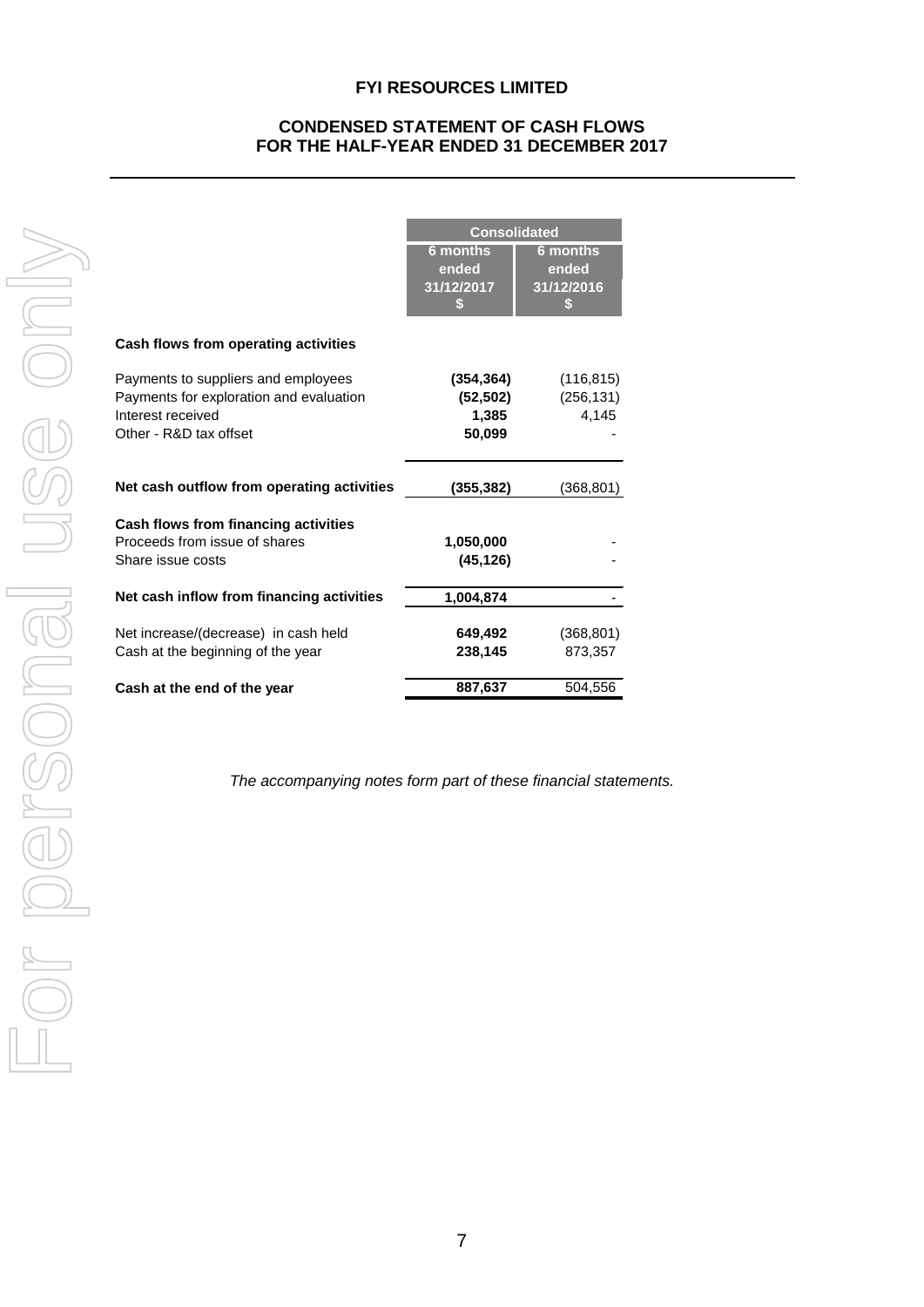**FYI RESOURCES LIMITED**

**CONDENSED STATEMENT OF CASH FLOWS**
**FOR THE HALF-YEAR ENDED 31 DECEMBER 2017**

| | Consolidated | |
|---|---|---|
| | 6 months ended 31/12/2017 $ | 6 months ended 31/12/2016 $ |
| **Cash flows from operating activities** | | |
| Payments to suppliers and employees | **(354,364)** | (116,815) |
| Payments for exploration and evaluation | **(52,502)** | (256,131) |
| Interest received | **1,385** | 4,145 |
| Other - R&D tax offset | **50,099** | - |
| **Net cash outflow from operating activities** | **(355,382)** | (368,801) |
| **Cash flows from financing activities** | | |
| Proceeds from issue of shares | **1,050,000** | - |
| Share issue costs | **(45,126)** | - |
| **Net cash inflow from financing activities** | **1,004,874** | - |
| Net increase/(decrease) in cash held | **649,492** | (368,801) |
| Cash at the beginning of the year | **238,145** | 873,357 |
| **Cash at the end of the year** | **887,637** | 504,556 |

*The accompanying notes form part of these financial statements.*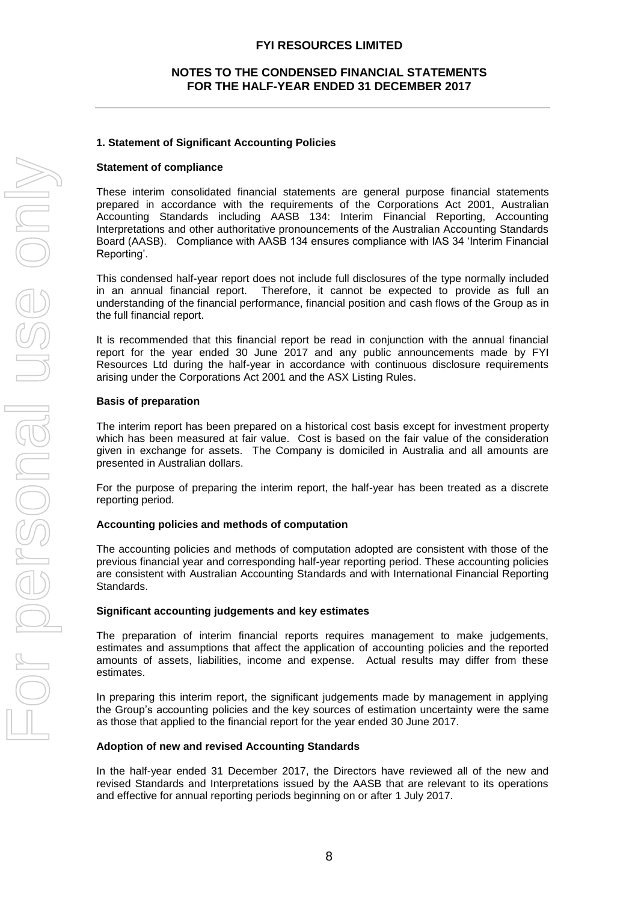# FYI RESOURCES LIMITED

## NOTES TO THE CONDENSED FINANCIAL STATEMENTS FOR THE HALF-YEAR ENDED 31 DECEMBER 2017

### 1. Statement of Significant Accounting Policies

**Statement of compliance**

These interim consolidated financial statements are general purpose financial statements prepared in accordance with the requirements of the Corporations Act 2001, Australian Accounting Standards including AASB 134: Interim Financial Reporting, Accounting Interpretations and other authoritative pronouncements of the Australian Accounting Standards Board (AASB). Compliance with AASB 134 ensures compliance with IAS 34 'Interim Financial Reporting'.

This condensed half-year report does not include full disclosures of the type normally included in an annual financial report. Therefore, it cannot be expected to provide as full an understanding of the financial performance, financial position and cash flows of the Group as in the full financial report.

It is recommended that this financial report be read in conjunction with the annual financial report for the year ended 30 June 2017 and any public announcements made by FYI Resources Ltd during the half-year in accordance with continuous disclosure requirements arising under the Corporations Act 2001 and the ASX Listing Rules.

**Basis of preparation**

The interim report has been prepared on a historical cost basis except for investment property which has been measured at fair value. Cost is based on the fair value of the consideration given in exchange for assets. The Company is domiciled in Australia and all amounts are presented in Australian dollars.

For the purpose of preparing the interim report, the half-year has been treated as a discrete reporting period.

**Accounting policies and methods of computation**

The accounting policies and methods of computation adopted are consistent with those of the previous financial year and corresponding half-year reporting period. These accounting policies are consistent with Australian Accounting Standards and with International Financial Reporting Standards.

**Significant accounting judgements and key estimates**

The preparation of interim financial reports requires management to make judgements, estimates and assumptions that affect the application of accounting policies and the reported amounts of assets, liabilities, income and expense. Actual results may differ from these estimates.

In preparing this interim report, the significant judgements made by management in applying the Group's accounting policies and the key sources of estimation uncertainty were the same as those that applied to the financial report for the year ended 30 June 2017.

**Adoption of new and revised Accounting Standards**

In the half-year ended 31 December 2017, the Directors have reviewed all of the new and revised Standards and Interpretations issued by the AASB that are relevant to its operations and effective for annual reporting periods beginning on or after 1 July 2017.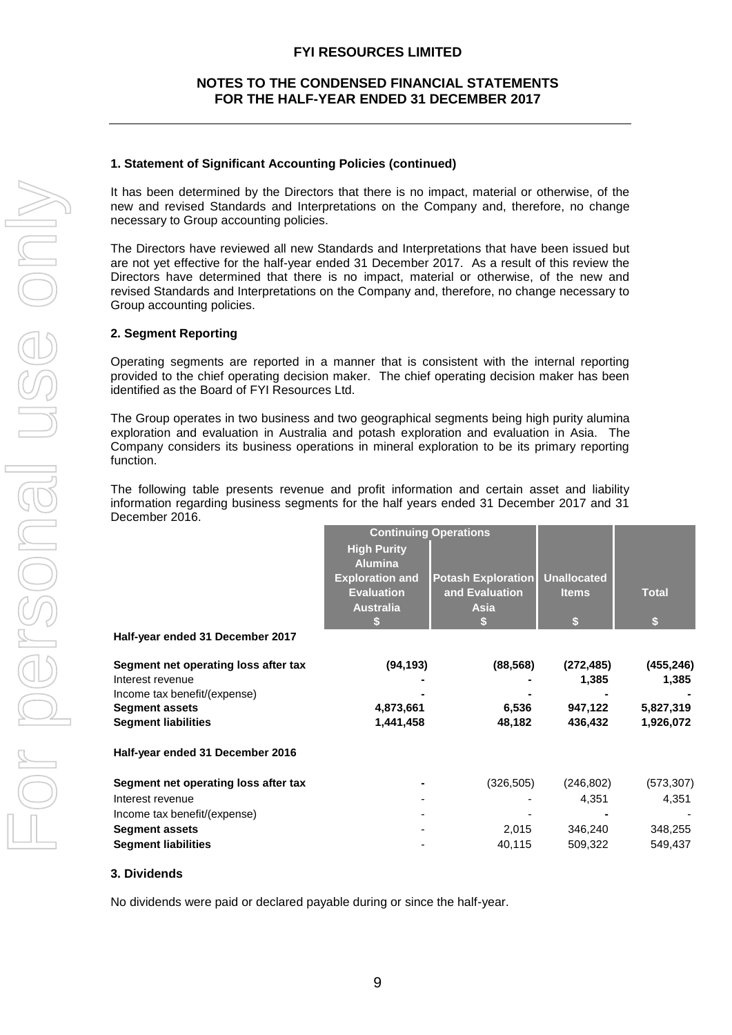### 1. Statement of Significant Accounting Policies (continued)

It has been determined by the Directors that there is no impact, material or otherwise, of the new and revised Standards and Interpretations on the Company and, therefore, no change necessary to Group accounting policies.

The Directors have reviewed all new Standards and Interpretations that have been issued but are not yet effective for the half-year ended 31 December 2017. As a result of this review the Directors have determined that there is no impact, material or otherwise, of the new and revised Standards and Interpretations on the Company and, therefore, no change necessary to Group accounting policies.

### 2. Segment Reporting

Operating segments are reported in a manner that is consistent with the internal reporting provided to the chief operating decision maker. The chief operating decision maker has been identified as the Board of FYI Resources Ltd.

The Group operates in two business and two geographical segments being high purity alumina exploration and evaluation in Australia and potash exploration and evaluation in Asia. The Company considers its business operations in mineral exploration to be its primary reporting function.

The following table presents revenue and profit information and certain asset and liability information regarding business segments for the half years ended 31 December 2017 and 31 December 2016.

| | Continuing Operations | | | |
|---|---|---|---|---|
| | High Purity Alumina Exploration and Evaluation Australia $ | Potash Exploration and Evaluation Asia $ | Unallocated Items $ | Total $ |
| **Half-year ended 31 December 2017** | | | | |
| **Segment net operating loss after tax** | **(94,193)** | **(88,568)** | **(272,485)** | **(455,246)** |
| Interest revenue | **-** | **-** | **1,385** | **1,385** |
| Income tax benefit/(expense) | **-** | **-** | **-** | **-** |
| **Segment assets** | **4,873,661** | **6,536** | **947,122** | **5,827,319** |
| **Segment liabilities** | **1,441,458** | **48,182** | **436,432** | **1,926,072** |
| **Half-year ended 31 December 2016** | | | | |
| **Segment net operating loss after tax** | - | (326,505) | (246,802) | (573,307) |
| Interest revenue | - | - | 4,351 | 4,351 |
| Income tax benefit/(expense) | - | - | - | - |
| **Segment assets** | - | 2,015 | 346,240 | 348,255 |
| **Segment liabilities** | - | 40,115 | 509,322 | 549,437 |

### 3. Dividends

No dividends were paid or declared payable during or since the half-year.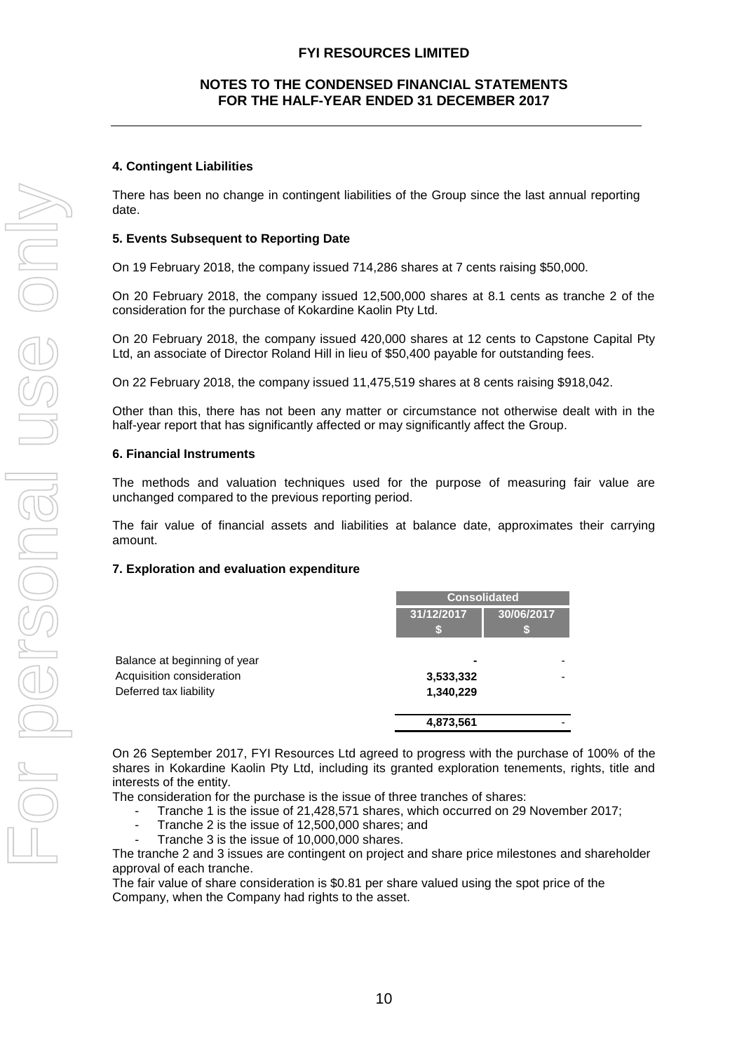#### 4. Contingent Liabilities

There has been no change in contingent liabilities of the Group since the last annual reporting date.

#### 5. Events Subsequent to Reporting Date

On 19 February 2018, the company issued 714,286 shares at 7 cents raising $50,000.

On 20 February 2018, the company issued 12,500,000 shares at 8.1 cents as tranche 2 of the consideration for the purchase of Kokardine Kaolin Pty Ltd.

On 20 February 2018, the company issued 420,000 shares at 12 cents to Capstone Capital Pty Ltd, an associate of Director Roland Hill in lieu of $50,400 payable for outstanding fees.

On 22 February 2018, the company issued 11,475,519 shares at 8 cents raising $918,042.

Other than this, there has not been any matter or circumstance not otherwise dealt with in the half-year report that has significantly affected or may significantly affect the Group.

#### 6. Financial Instruments

The methods and valuation techniques used for the purpose of measuring fair value are unchanged compared to the previous reporting period.

The fair value of financial assets and liabilities at balance date, approximates their carrying amount.

#### 7. Exploration and evaluation expenditure

| | Consolidated | |
|---|---|---|
| | 31/12/2017<br>$ | 30/06/2017<br>$ |
| Balance at beginning of year | - | - |
| Acquisition consideration | 3,533,332 | - |
| Deferred tax liability | 1,340,229 | |
| | **4,873,561** | - |

On 26 September 2017, FYI Resources Ltd agreed to progress with the purchase of 100% of the shares in Kokardine Kaolin Pty Ltd, including its granted exploration tenements, rights, title and interests of the entity.

The consideration for the purchase is the issue of three tranches of shares:

- Tranche 1 is the issue of 21,428,571 shares, which occurred on 29 November 2017;
- Tranche 2 is the issue of 12,500,000 shares; and
- Tranche 3 is the issue of 10,000,000 shares.

The tranche 2 and 3 issues are contingent on project and share price milestones and shareholder approval of each tranche.

The fair value of share consideration is $0.81 per share valued using the spot price of the Company, when the Company had rights to the asset.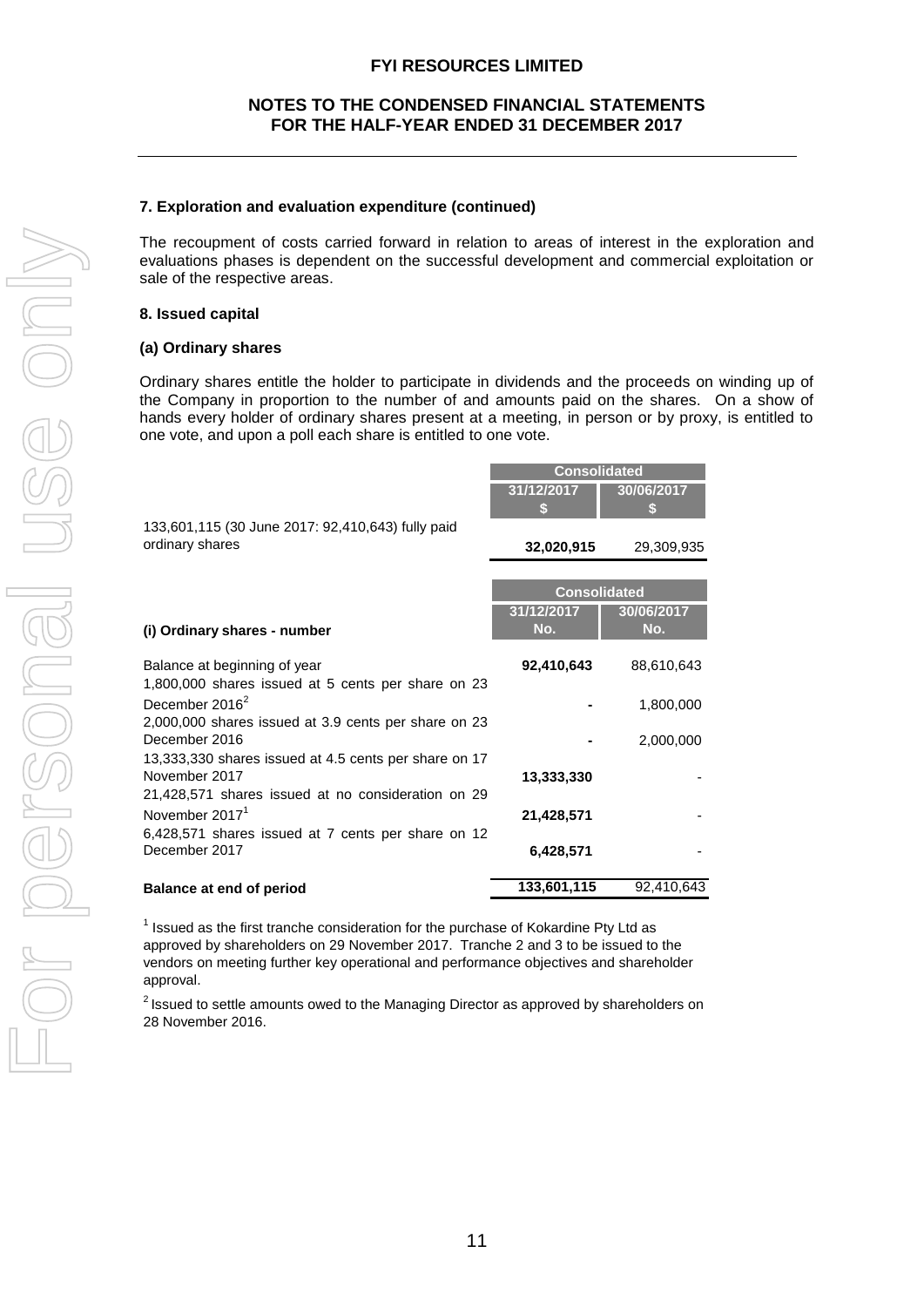### 7. Exploration and evaluation expenditure (continued)

The recoupment of costs carried forward in relation to areas of interest in the exploration and evaluations phases is dependent on the successful development and commercial exploitation or sale of the respective areas.

### 8. Issued capital

#### (a) Ordinary shares

Ordinary shares entitle the holder to participate in dividends and the proceeds on winding up of the Company in proportion to the number of and amounts paid on the shares. On a show of hands every holder of ordinary shares present at a meeting, in person or by proxy, is entitled to one vote, and upon a poll each share is entitled to one vote.

| | Consolidated | |
|---|---|---|
| | 31/12/2017 $ | 30/06/2017 $ |
| 133,601,115 (30 June 2017: 92,410,643) fully paid ordinary shares | **32,020,915** | 29,309,935 |

| | Consolidated | |
|---|---|---|
| **(i) Ordinary shares - number** | 31/12/2017 No. | 30/06/2017 No. |
| Balance at beginning of year | **92,410,643** | 88,610,643 |
| 1,800,000 shares issued at 5 cents per share on 23 December 2016[2] | **-** | 1,800,000 |
| 2,000,000 shares issued at 3.9 cents per share on 23 December 2016 | **-** | 2,000,000 |
| 13,333,330 shares issued at 4.5 cents per share on 17 November 2017 | **13,333,330** | - |
| 21,428,571 shares issued at no consideration on 29 November 2017[1] | **21,428,571** | - |
| 6,428,571 shares issued at 7 cents per share on 12 December 2017 | **6,428,571** | - |
| **Balance at end of period** | **133,601,115** | 92,410,643 |

[1] Issued as the first tranche consideration for the purchase of Kokardine Pty Ltd as approved by shareholders on 29 November 2017. Tranche 2 and 3 to be issued to the vendors on meeting further key operational and performance objectives and shareholder approval.

[2] Issued to settle amounts owed to the Managing Director as approved by shareholders on 28 November 2016.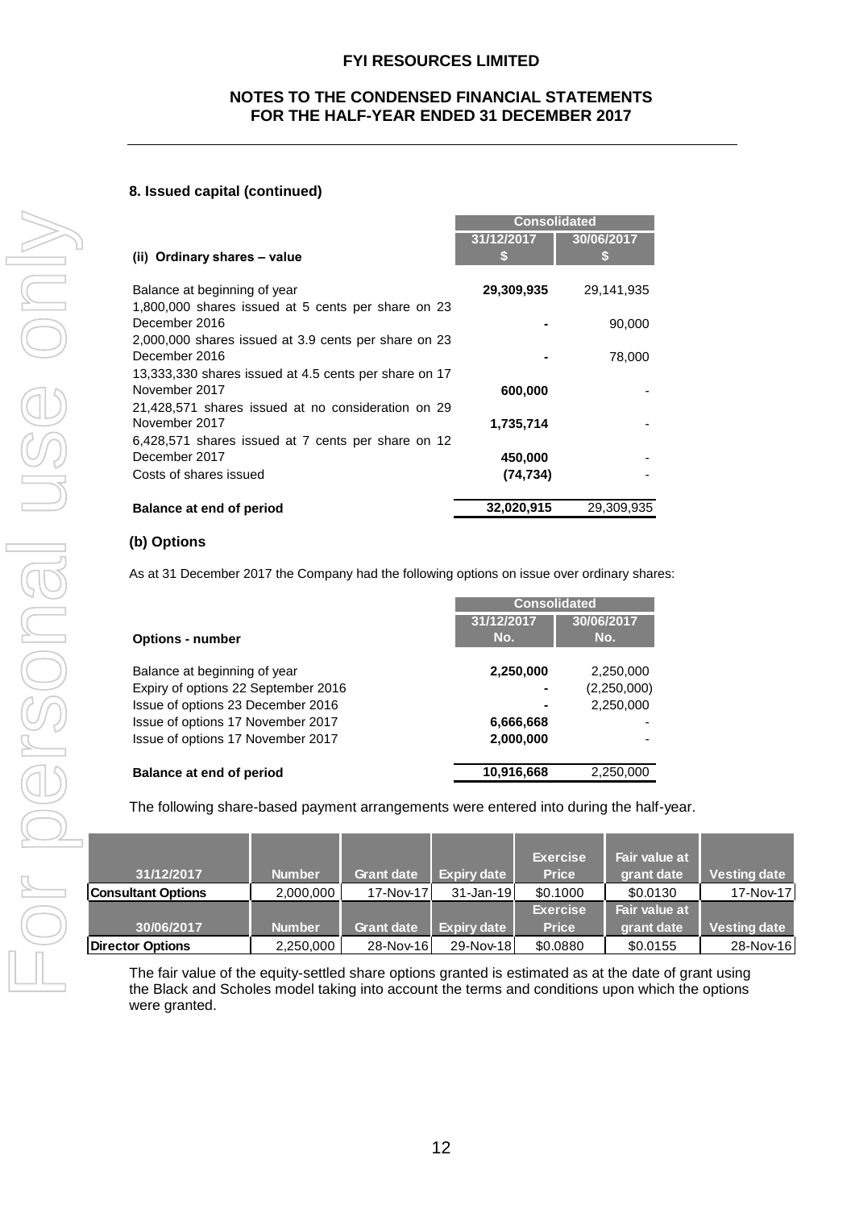**8. Issued capital (continued)**

| (ii) Ordinary shares – value | Consolidated | |
|---|---|---|
| | 31/12/2017 $ | 30/06/2017 $ |
| Balance at beginning of year | **29,309,935** | 29,141,935 |
| 1,800,000 shares issued at 5 cents per share on 23 December 2016 | **-** | 90,000 |
| 2,000,000 shares issued at 3.9 cents per share on 23 December 2016 | **-** | 78,000 |
| 13,333,330 shares issued at 4.5 cents per share on 17 November 2017 | **600,000** | - |
| 21,428,571 shares issued at no consideration on 29 November 2017 | **1,735,714** | - |
| 6,428,571 shares issued at 7 cents per share on 12 December 2017 | **450,000** | - |
| Costs of shares issued | **(74,734)** | - |
| **Balance at end of period** | **32,020,915** | 29,309,935 |

**(b) Options**

As at 31 December 2017 the Company had the following options on issue over ordinary shares:

| Options - number | Consolidated | |
|---|---|---|
| | 31/12/2017 No. | 30/06/2017 No. |
| Balance at beginning of year | **2,250,000** | 2,250,000 |
| Expiry of options 22 September 2016 | **-** | (2,250,000) |
| Issue of options 23 December 2016 | **-** | 2,250,000 |
| Issue of options 17 November 2017 | **6,666,668** | - |
| Issue of options 17 November 2017 | **2,000,000** | - |
| **Balance at end of period** | **10,916,668** | 2,250,000 |

The following share-based payment arrangements were entered into during the half-year.

| 31/12/2017 | Number | Grant date | Expiry date | Exercise Price | Fair value at grant date | Vesting date |
|---|---|---|---|---|---|---|
| **Consultant Options** | 2,000,000 | 17-Nov-17 | 31-Jan-19 | $0.1000 | $0.0130 | 17-Nov-17 |
| **30/06/2017** | **Number** | **Grant date** | **Expiry date** | **Exercise Price** | **Fair value at grant date** | **Vesting date** |
| **Director Options** | 2,250,000 | 28-Nov-16 | 29-Nov-18 | $0.0880 | $0.0155 | 28-Nov-16 |

The fair value of the equity-settled share options granted is estimated as at the date of grant using the Black and Scholes model taking into account the terms and conditions upon which the options were granted.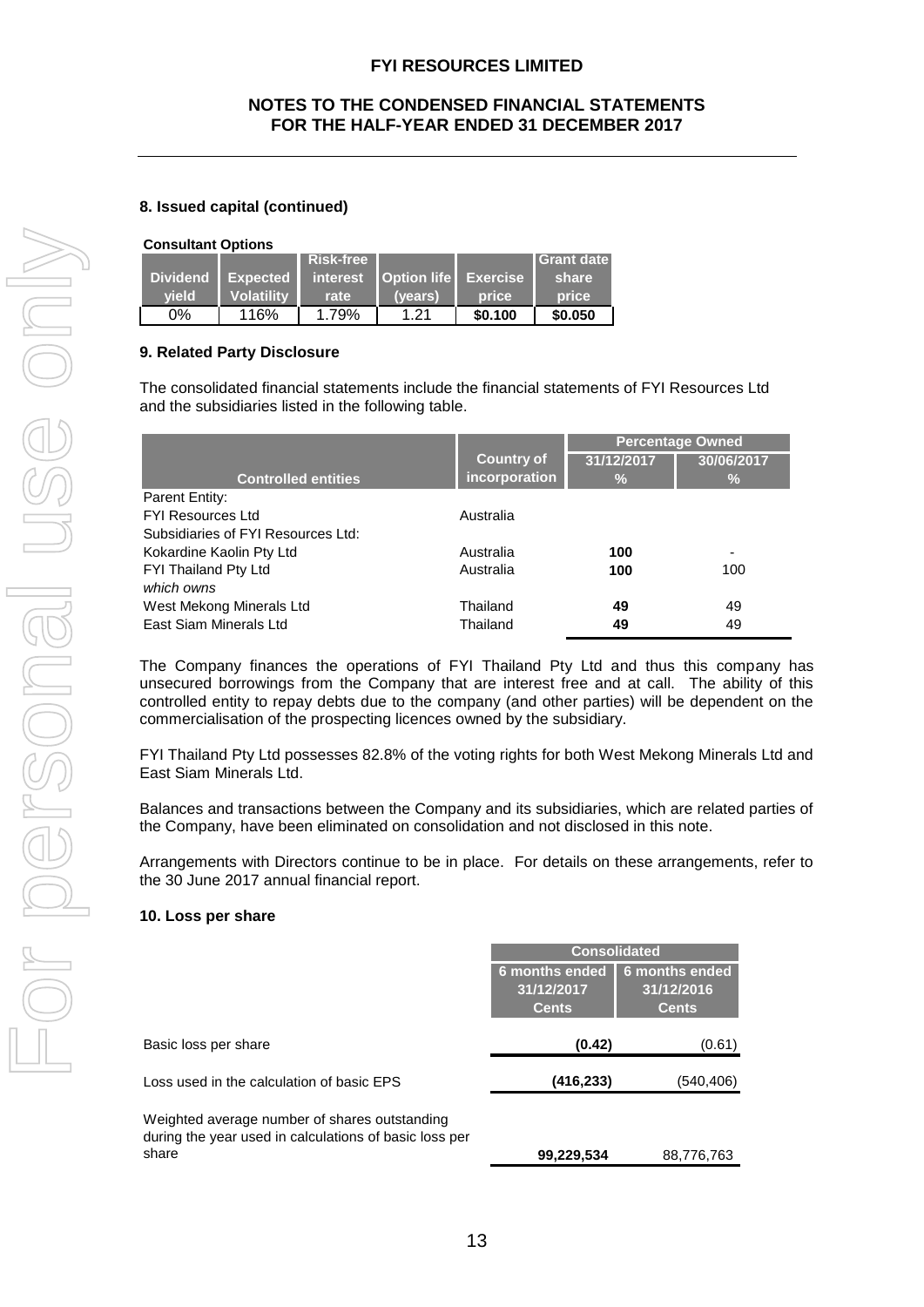## 8. Issued capital (continued)

**Consultant Options**

| Dividend yield | Expected Volatility | Risk-free interest rate | Option life (years) | Exercise price | Grant date share price |
|---|---|---|---|---|---|
| 0% | 116% | 1.79% | 1.21 | **$0.100** | **$0.050** |

## 9. Related Party Disclosure

The consolidated financial statements include the financial statements of FYI Resources Ltd and the subsidiaries listed in the following table.

| Controlled entities | Country of incorporation | Percentage Owned 31/12/2017 % | Percentage Owned 30/06/2017 % |
|---|---|---|---|
| Parent Entity: | | | |
| FYI Resources Ltd | Australia | | |
| Subsidiaries of FYI Resources Ltd: | | | |
| Kokardine Kaolin Pty Ltd | Australia | **100** | - |
| FYI Thailand Pty Ltd | Australia | **100** | 100 |
| *which owns* | | | |
| West Mekong Minerals Ltd | Thailand | **49** | 49 |
| East Siam Minerals Ltd | Thailand | **49** | 49 |

The Company finances the operations of FYI Thailand Pty Ltd and thus this company has unsecured borrowings from the Company that are interest free and at call. The ability of this controlled entity to repay debts due to the company (and other parties) will be dependent on the commercialisation of the prospecting licences owned by the subsidiary.

FYI Thailand Pty Ltd possesses 82.8% of the voting rights for both West Mekong Minerals Ltd and East Siam Minerals Ltd.

Balances and transactions between the Company and its subsidiaries, which are related parties of the Company, have been eliminated on consolidation and not disclosed in this note.

Arrangements with Directors continue to be in place. For details on these arrangements, refer to the 30 June 2017 annual financial report.

## 10. Loss per share

| | Consolidated 6 months ended 31/12/2017 Cents | Consolidated 6 months ended 31/12/2016 Cents |
|---|---|---|
| Basic loss per share | **(0.42)** | (0.61) |
| Loss used in the calculation of basic EPS | **(416,233)** | (540,406) |
| Weighted average number of shares outstanding during the year used in calculations of basic loss per share | **99,229,534** | 88,776,763 |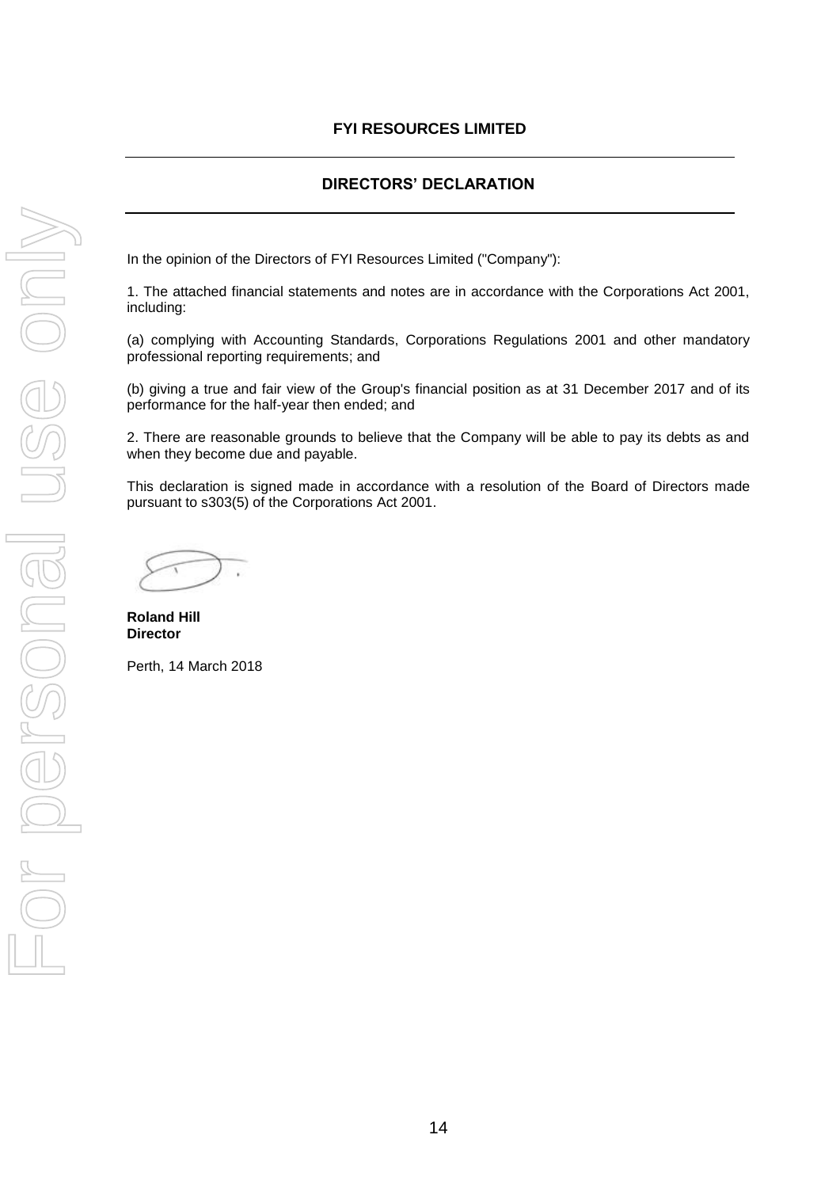# FYI RESOURCES LIMITED

## DIRECTORS' DECLARATION

In the opinion of the Directors of FYI Resources Limited ("Company"):

1. The attached financial statements and notes are in accordance with the Corporations Act 2001, including:

(a) complying with Accounting Standards, Corporations Regulations 2001 and other mandatory professional reporting requirements; and

(b) giving a true and fair view of the Group's financial position as at 31 December 2017 and of its performance for the half-year then ended; and

2. There are reasonable grounds to believe that the Company will be able to pay its debts as and when they become due and payable.

This declaration is signed made in accordance with a resolution of the Board of Directors made pursuant to s303(5) of the Corporations Act 2001.

**Roland Hill**
**Director**

Perth, 14 March 2018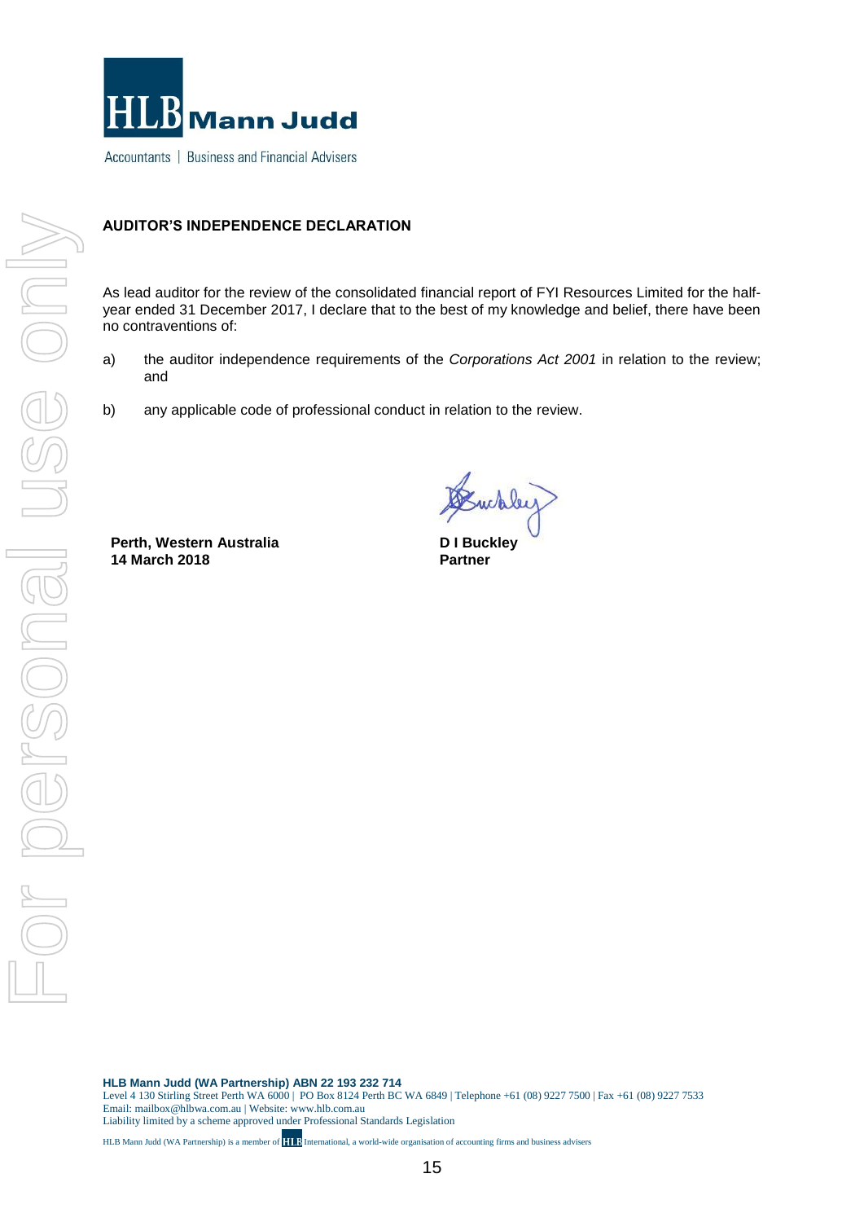**HLB Mann Judd**

Accountants | Business and Financial Advisers

**AUDITOR'S INDEPENDENCE DECLARATION**

As lead auditor for the review of the consolidated financial report of FYI Resources Limited for the half-year ended 31 December 2017, I declare that to the best of my knowledge and belief, there have been no contraventions of:

a) the auditor independence requirements of the *Corporations Act 2001* in relation to the review; and

b) any applicable code of professional conduct in relation to the review.

**Perth, Western Australia**
**14 March 2018**

**D I Buckley**
**Partner**

**HLB Mann Judd (WA Partnership) ABN 22 193 232 714**
Level 4 130 Stirling Street Perth WA 6000 | PO Box 8124 Perth BC WA 6849 | Telephone +61 (08) 9227 7500 | Fax +61 (08) 9227 7533
Email: mailbox@hlbwa.com.au | Website: www.hlb.com.au
Liability limited by a scheme approved under Professional Standards Legislation

HLB Mann Judd (WA Partnership) is a member of HLB International, a world-wide organisation of accounting firms and business advisers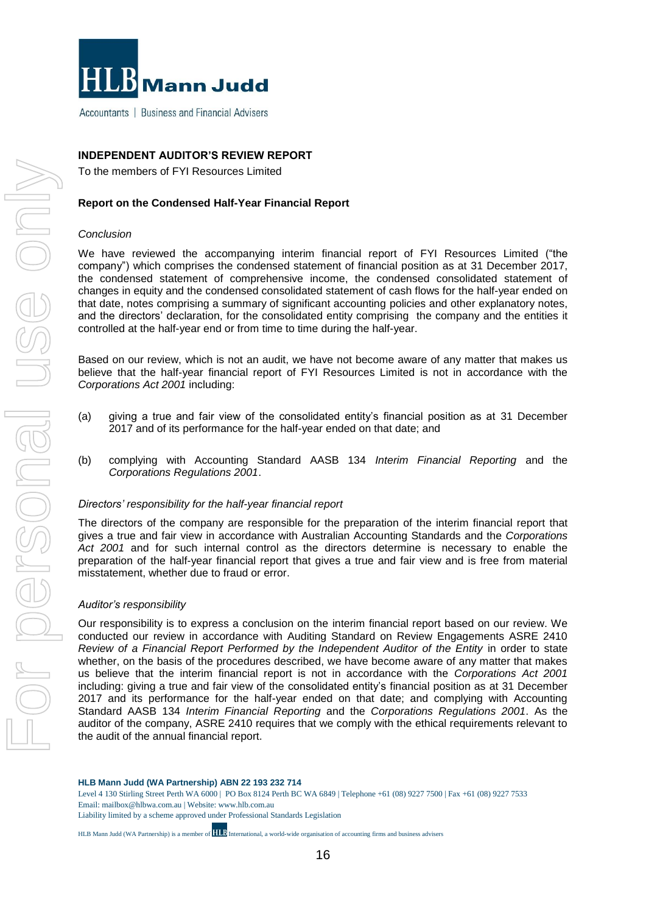**HLB Mann Judd**

Accountants | Business and Financial Advisers

**INDEPENDENT AUDITOR'S REVIEW REPORT**

To the members of FYI Resources Limited

**Report on the Condensed Half-Year Financial Report**

*Conclusion*

We have reviewed the accompanying interim financial report of FYI Resources Limited ("the company") which comprises the condensed statement of financial position as at 31 December 2017, the condensed statement of comprehensive income, the condensed consolidated statement of changes in equity and the condensed consolidated statement of cash flows for the half-year ended on that date, notes comprising a summary of significant accounting policies and other explanatory notes, and the directors' declaration, for the consolidated entity comprising the company and the entities it controlled at the half-year end or from time to time during the half-year.

Based on our review, which is not an audit, we have not become aware of any matter that makes us believe that the half-year financial report of FYI Resources Limited is not in accordance with the *Corporations Act 2001* including:

(a) giving a true and fair view of the consolidated entity's financial position as at 31 December 2017 and of its performance for the half-year ended on that date; and

(b) complying with Accounting Standard AASB 134 *Interim Financial Reporting* and the *Corporations Regulations 2001*.

*Directors' responsibility for the half-year financial report*

The directors of the company are responsible for the preparation of the interim financial report that gives a true and fair view in accordance with Australian Accounting Standards and the *Corporations Act 2001* and for such internal control as the directors determine is necessary to enable the preparation of the half-year financial report that gives a true and fair view and is free from material misstatement, whether due to fraud or error.

*Auditor's responsibility*

Our responsibility is to express a conclusion on the interim financial report based on our review. We conducted our review in accordance with Auditing Standard on Review Engagements ASRE 2410 *Review of a Financial Report Performed by the Independent Auditor of the Entity* in order to state whether, on the basis of the procedures described, we have become aware of any matter that makes us believe that the interim financial report is not in accordance with the *Corporations Act 2001* including: giving a true and fair view of the consolidated entity's financial position as at 31 December 2017 and its performance for the half-year ended on that date; and complying with Accounting Standard AASB 134 *Interim Financial Reporting* and the *Corporations Regulations 2001*. As the auditor of the company, ASRE 2410 requires that we comply with the ethical requirements relevant to the audit of the annual financial report.

**HLB Mann Judd (WA Partnership) ABN 22 193 232 714**
Level 4 130 Stirling Street Perth WA 6000 | PO Box 8124 Perth BC WA 6849 | Telephone +61 (08) 9227 7500 | Fax +61 (08) 9227 7533
Email: mailbox@hlbwa.com.au | Website: www.hlb.com.au
Liability limited by a scheme approved under Professional Standards Legislation

HLB Mann Judd (WA Partnership) is a member of HLB International, a world-wide organisation of accounting firms and business advisers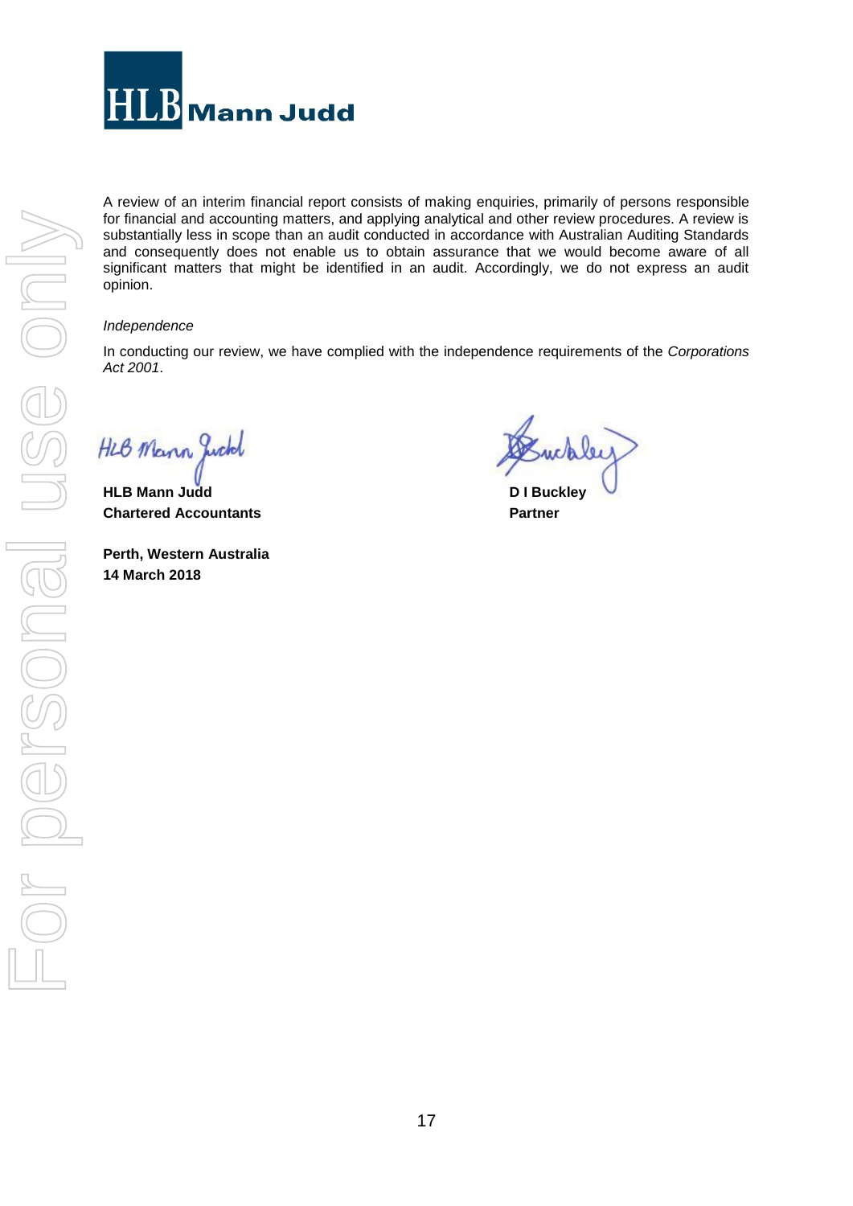A review of an interim financial report consists of making enquiries, primarily of persons responsible for financial and accounting matters, and applying analytical and other review procedures. A review is substantially less in scope than an audit conducted in accordance with Australian Auditing Standards and consequently does not enable us to obtain assurance that we would become aware of all significant matters that might be identified in an audit. Accordingly, we do not express an audit opinion.

*Independence*

In conducting our review, we have complied with the independence requirements of the *Corporations Act 2001*.

**HLB Mann Judd**
**Chartered Accountants**

**D I Buckley**
**Partner**

**Perth, Western Australia**
**14 March 2018**